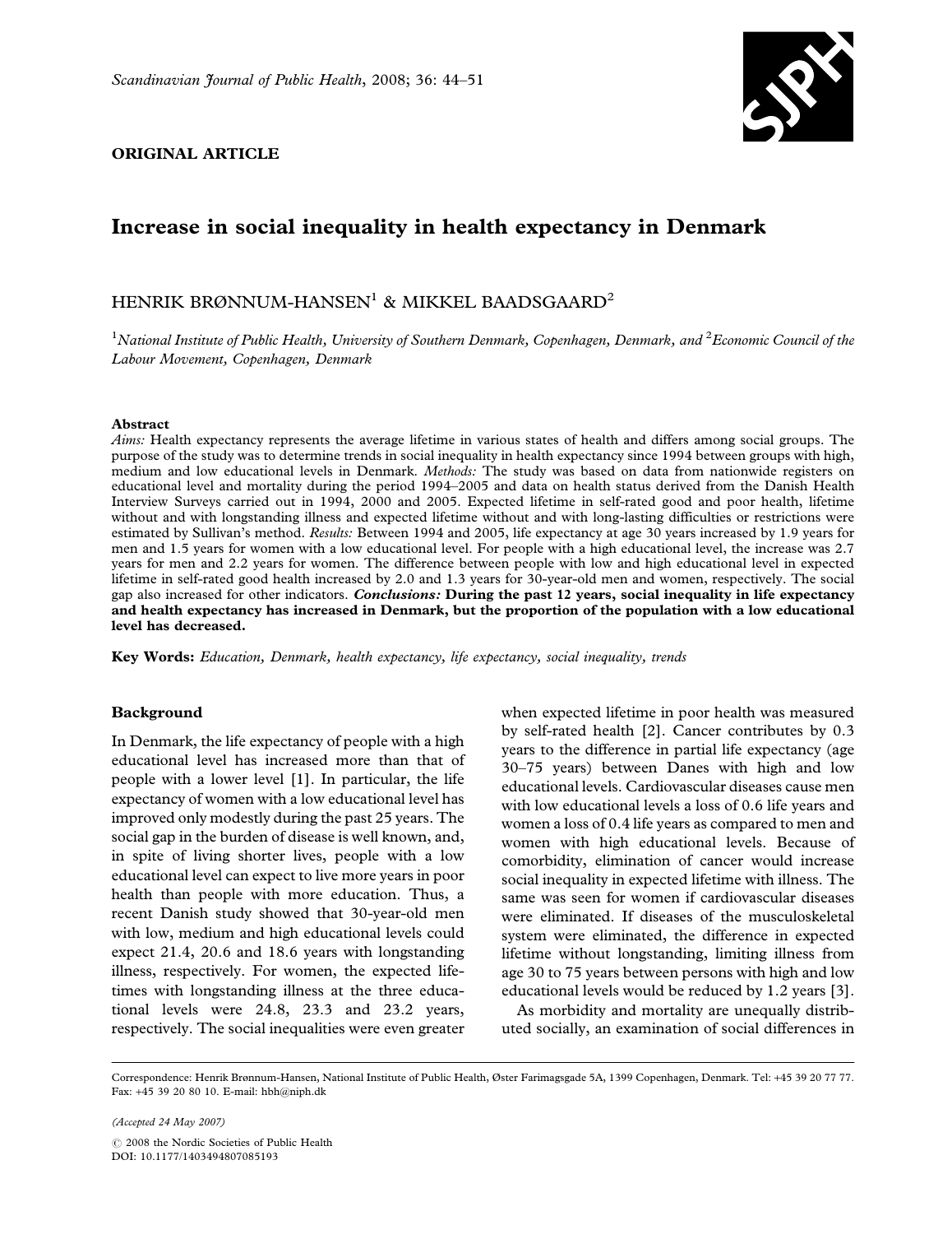ORIGINAL ARTICLE

# Increase in social inequality in health expectancy in Denmark

HENRIK BRØNNUM-HANSEN[1] & MIKKEL BAADSGAARD[2]

[1]*National Institute of Public Health, University of Southern Denmark, Copenhagen, Denmark, and* [2]*Economic Council of the Labour Movement, Copenhagen, Denmark*

## Abstract

*Aims:* Health expectancy represents the average lifetime in various states of health and differs among social groups. The purpose of the study was to determine trends in social inequality in health expectancy since 1994 between groups with high, medium and low educational levels in Denmark. *Methods:* The study was based on data from nationwide registers on educational level and mortality during the period 1994–2005 and data on health status derived from the Danish Health Interview Surveys carried out in 1994, 2000 and 2005. Expected lifetime in self-rated good and poor health, lifetime without and with longstanding illness and expected lifetime without and with long-lasting difficulties or restrictions were estimated by Sullivan's method. *Results:* Between 1994 and 2005, life expectancy at age 30 years increased by 1.9 years for men and 1.5 years for women with a low educational level. For people with a high educational level, the increase was 2.7 years for men and 2.2 years for women. The difference between people with low and high educational level in expected lifetime in self-rated good health increased by 2.0 and 1.3 years for 30-year-old men and women, respectively. The social gap also increased for other indicators. ***Conclusions:* During the past 12 years, social inequality in life expectancy and health expectancy has increased in Denmark, but the proportion of the population with a low educational level has decreased.**

**Key Words:** *Education, Denmark, health expectancy, life expectancy, social inequality, trends*

## Background

In Denmark, the life expectancy of people with a high educational level has increased more than that of people with a lower level [1]. In particular, the life expectancy of women with a low educational level has improved only modestly during the past 25 years. The social gap in the burden of disease is well known, and, in spite of living shorter lives, people with a low educational level can expect to live more years in poor health than people with more education. Thus, a recent Danish study showed that 30-year-old men with low, medium and high educational levels could expect 21.4, 20.6 and 18.6 years with longstanding illness, respectively. For women, the expected lifetimes with longstanding illness at the three educational levels were 24.8, 23.3 and 23.2 years, respectively. The social inequalities were even greater when expected lifetime in poor health was measured by self-rated health [2]. Cancer contributes by 0.3 years to the difference in partial life expectancy (age 30–75 years) between Danes with high and low educational levels. Cardiovascular diseases cause men with low educational levels a loss of 0.6 life years and women a loss of 0.4 life years as compared to men and women with high educational levels. Because of comorbidity, elimination of cancer would increase social inequality in expected lifetime with illness. The same was seen for women if cardiovascular diseases were eliminated. If diseases of the musculoskeletal system were eliminated, the difference in expected lifetime without longstanding, limiting illness from age 30 to 75 years between persons with high and low educational levels would be reduced by 1.2 years [3].

As morbidity and mortality are unequally distributed socially, an examination of social differences in

Correspondence: Henrik Brønnum-Hansen, National Institute of Public Health, Øster Farimagsgade 5A, 1399 Copenhagen, Denmark. Tel: +45 39 20 77 77. Fax: +45 39 20 80 10. E-mail: hbh@niph.dk

(Accepted 24 May 2007)

© 2008 the Nordic Societies of Public Health
DOI: 10.1177/1403494807085193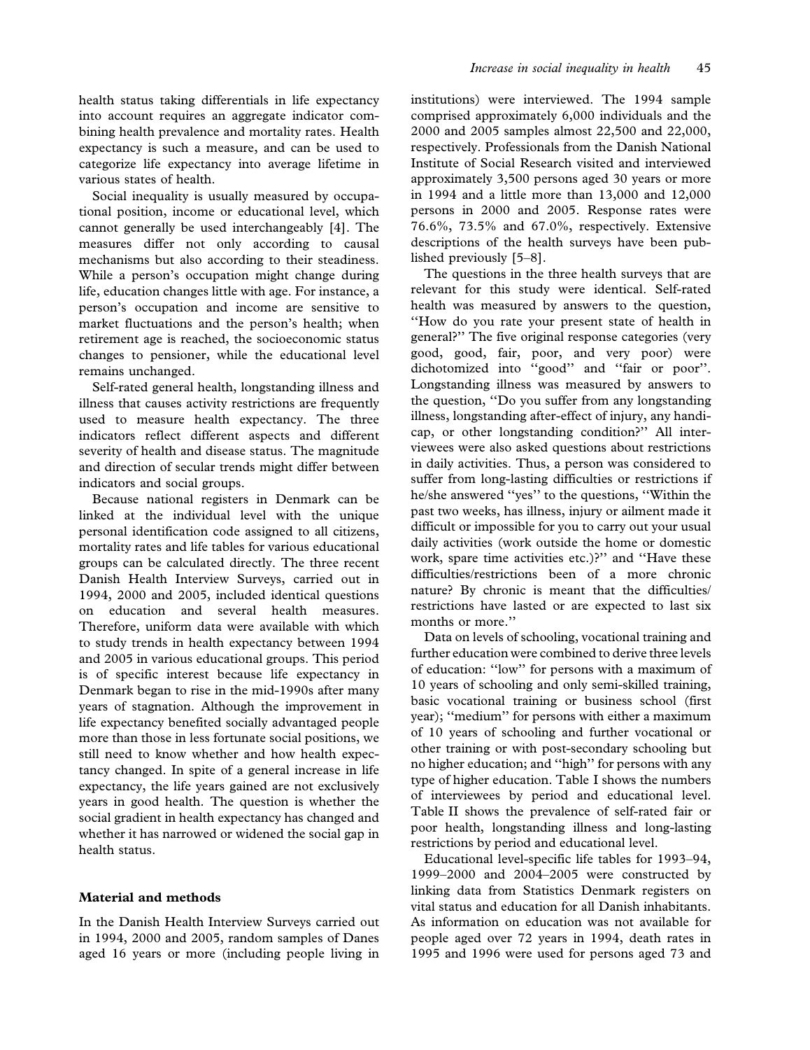health status taking differentials in life expectancy into account requires an aggregate indicator combining health prevalence and mortality rates. Health expectancy is such a measure, and can be used to categorize life expectancy into average lifetime in various states of health.

Social inequality is usually measured by occupational position, income or educational level, which cannot generally be used interchangeably [4]. The measures differ not only according to causal mechanisms but also according to their steadiness. While a person's occupation might change during life, education changes little with age. For instance, a person's occupation and income are sensitive to market fluctuations and the person's health; when retirement age is reached, the socioeconomic status changes to pensioner, while the educational level remains unchanged.

Self-rated general health, longstanding illness and illness that causes activity restrictions are frequently used to measure health expectancy. The three indicators reflect different aspects and different severity of health and disease status. The magnitude and direction of secular trends might differ between indicators and social groups.

Because national registers in Denmark can be linked at the individual level with the unique personal identification code assigned to all citizens, mortality rates and life tables for various educational groups can be calculated directly. The three recent Danish Health Interview Surveys, carried out in 1994, 2000 and 2005, included identical questions on education and several health measures. Therefore, uniform data were available with which to study trends in health expectancy between 1994 and 2005 in various educational groups. This period is of specific interest because life expectancy in Denmark began to rise in the mid-1990s after many years of stagnation. Although the improvement in life expectancy benefited socially advantaged people more than those in less fortunate social positions, we still need to know whether and how health expectancy changed. In spite of a general increase in life expectancy, the life years gained are not exclusively years in good health. The question is whether the social gradient in health expectancy has changed and whether it has narrowed or widened the social gap in health status.

## Material and methods

In the Danish Health Interview Surveys carried out in 1994, 2000 and 2005, random samples of Danes aged 16 years or more (including people living in institutions) were interviewed. The 1994 sample comprised approximately 6,000 individuals and the 2000 and 2005 samples almost 22,500 and 22,000, respectively. Professionals from the Danish National Institute of Social Research visited and interviewed approximately 3,500 persons aged 30 years or more in 1994 and a little more than 13,000 and 12,000 persons in 2000 and 2005. Response rates were 76.6%, 73.5% and 67.0%, respectively. Extensive descriptions of the health surveys have been published previously [5–8].

The questions in the three health surveys that are relevant for this study were identical. Self-rated health was measured by answers to the question, "How do you rate your present state of health in general?" The five original response categories (very good, good, fair, poor, and very poor) were dichotomized into "good" and "fair or poor". Longstanding illness was measured by answers to the question, "Do you suffer from any longstanding illness, longstanding after-effect of injury, any handicap, or other longstanding condition?" All interviewees were also asked questions about restrictions in daily activities. Thus, a person was considered to suffer from long-lasting difficulties or restrictions if he/she answered "yes" to the questions, "Within the past two weeks, has illness, injury or ailment made it difficult or impossible for you to carry out your usual daily activities (work outside the home or domestic work, spare time activities etc.)?" and "Have these difficulties/restrictions been of a more chronic nature? By chronic is meant that the difficulties/restrictions have lasted or are expected to last six months or more."

Data on levels of schooling, vocational training and further education were combined to derive three levels of education: "low" for persons with a maximum of 10 years of schooling and only semi-skilled training, basic vocational training or business school (first year); "medium" for persons with either a maximum of 10 years of schooling and further vocational or other training or with post-secondary schooling but no higher education; and "high" for persons with any type of higher education. Table I shows the numbers of interviewees by period and educational level. Table II shows the prevalence of self-rated fair or poor health, longstanding illness and long-lasting restrictions by period and educational level.

Educational level-specific life tables for 1993–94, 1999–2000 and 2004–2005 were constructed by linking data from Statistics Denmark registers on vital status and education for all Danish inhabitants. As information on education was not available for people aged over 72 years in 1994, death rates in 1995 and 1996 were used for persons aged 73 and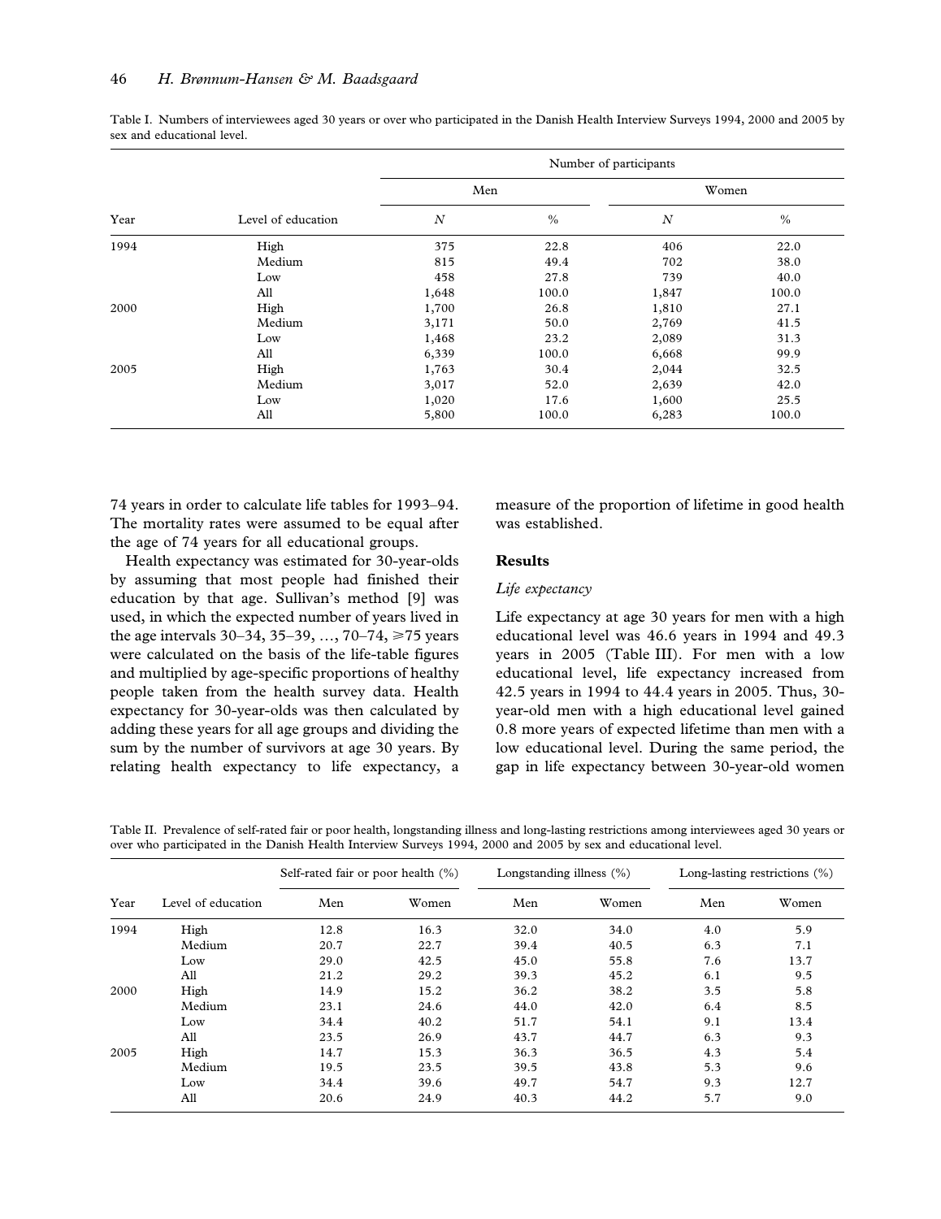Table I. Numbers of interviewees aged 30 years or over who participated in the Danish Health Interview Surveys 1994, 2000 and 2005 by sex and educational level.

| | | Number of participants | | | |
|---|---|---|---|---|---|
| | | Men | | Women | |
| Year | Level of education | $N$ | % | $N$ | % |
| 1994 | High | 375 | 22.8 | 406 | 22.0 |
| | Medium | 815 | 49.4 | 702 | 38.0 |
| | Low | 458 | 27.8 | 739 | 40.0 |
| | All | 1,648 | 100.0 | 1,847 | 100.0 |
| 2000 | High | 1,700 | 26.8 | 1,810 | 27.1 |
| | Medium | 3,171 | 50.0 | 2,769 | 41.5 |
| | Low | 1,468 | 23.2 | 2,089 | 31.3 |
| | All | 6,339 | 100.0 | 6,668 | 99.9 |
| 2005 | High | 1,763 | 30.4 | 2,044 | 32.5 |
| | Medium | 3,017 | 52.0 | 2,639 | 42.0 |
| | Low | 1,020 | 17.6 | 1,600 | 25.5 |
| | All | 5,800 | 100.0 | 6,283 | 100.0 |

74 years in order to calculate life tables for 1993–94. The mortality rates were assumed to be equal after the age of 74 years for all educational groups.

Health expectancy was estimated for 30-year-olds by assuming that most people had finished their education by that age. Sullivan's method [9] was used, in which the expected number of years lived in the age intervals 30–34, 35–39, …, 70–74, ≥75 years were calculated on the basis of the life-table figures and multiplied by age-specific proportions of healthy people taken from the health survey data. Health expectancy for 30-year-olds was then calculated by adding these years for all age groups and dividing the sum by the number of survivors at age 30 years. By relating health expectancy to life expectancy, a measure of the proportion of lifetime in good health was established.

## Results

### *Life expectancy*

Life expectancy at age 30 years for men with a high educational level was 46.6 years in 1994 and 49.3 years in 2005 (Table III). For men with a low educational level, life expectancy increased from 42.5 years in 1994 to 44.4 years in 2005. Thus, 30-year-old men with a high educational level gained 0.8 more years of expected lifetime than men with a low educational level. During the same period, the gap in life expectancy between 30-year-old women

Table II. Prevalence of self-rated fair or poor health, longstanding illness and long-lasting restrictions among interviewees aged 30 years or over who participated in the Danish Health Interview Surveys 1994, 2000 and 2005 by sex and educational level.

| | | Self-rated fair or poor health (%) | | Longstanding illness (%) | | Long-lasting restrictions (%) | |
|---|---|---|---|---|---|---|---|
| Year | Level of education | Men | Women | Men | Women | Men | Women |
| 1994 | High | 12.8 | 16.3 | 32.0 | 34.0 | 4.0 | 5.9 |
| | Medium | 20.7 | 22.7 | 39.4 | 40.5 | 6.3 | 7.1 |
| | Low | 29.0 | 42.5 | 45.0 | 55.8 | 7.6 | 13.7 |
| | All | 21.2 | 29.2 | 39.3 | 45.2 | 6.1 | 9.5 |
| 2000 | High | 14.9 | 15.2 | 36.2 | 38.2 | 3.5 | 5.8 |
| | Medium | 23.1 | 24.6 | 44.0 | 42.0 | 6.4 | 8.5 |
| | Low | 34.4 | 40.2 | 51.7 | 54.1 | 9.1 | 13.4 |
| | All | 23.5 | 26.9 | 43.7 | 44.7 | 6.3 | 9.3 |
| 2005 | High | 14.7 | 15.3 | 36.3 | 36.5 | 4.3 | 5.4 |
| | Medium | 19.5 | 23.5 | 39.5 | 43.8 | 5.3 | 9.6 |
| | Low | 34.4 | 39.6 | 49.7 | 54.7 | 9.3 | 12.7 |
| | All | 20.6 | 24.9 | 40.3 | 44.2 | 5.7 | 9.0 |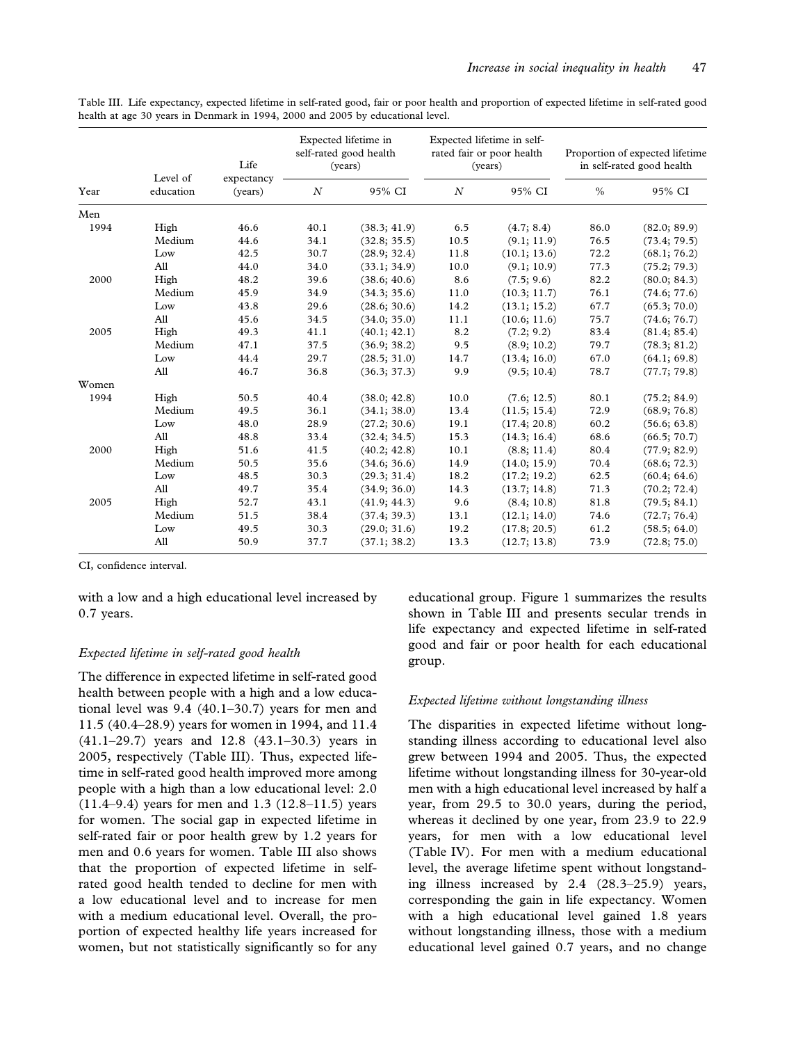Table III. Life expectancy, expected lifetime in self-rated good, fair or poor health and proportion of expected lifetime in self-rated good health at age 30 years in Denmark in 1994, 2000 and 2005 by educational level.

| Year | Level of education | Life expectancy (years) | Expected lifetime in self-rated good health (years) | | Expected lifetime in self-rated fair or poor health (years) | | Proportion of expected lifetime in self-rated good health | |
|---|---|---|---|---|---|---|---|---|
| | | | *N* | 95% CI | *N* | 95% CI | % | 95% CI |
| Men | | | | | | | | |
| 1994 | High | 46.6 | 40.1 | (38.3; 41.9) | 6.5 | (4.7; 8.4) | 86.0 | (82.0; 89.9) |
| | Medium | 44.6 | 34.1 | (32.8; 35.5) | 10.5 | (9.1; 11.9) | 76.5 | (73.4; 79.5) |
| | Low | 42.5 | 30.7 | (28.9; 32.4) | 11.8 | (10.1; 13.6) | 72.2 | (68.1; 76.2) |
| | All | 44.0 | 34.0 | (33.1; 34.9) | 10.0 | (9.1; 10.9) | 77.3 | (75.2; 79.3) |
| 2000 | High | 48.2 | 39.6 | (38.6; 40.6) | 8.6 | (7.5; 9.6) | 82.2 | (80.0; 84.3) |
| | Medium | 45.9 | 34.9 | (34.3; 35.6) | 11.0 | (10.3; 11.7) | 76.1 | (74.6; 77.6) |
| | Low | 43.8 | 29.6 | (28.6; 30.6) | 14.2 | (13.1; 15.2) | 67.7 | (65.3; 70.0) |
| | All | 45.6 | 34.5 | (34.0; 35.0) | 11.1 | (10.6; 11.6) | 75.7 | (74.6; 76.7) |
| 2005 | High | 49.3 | 41.1 | (40.1; 42.1) | 8.2 | (7.2; 9.2) | 83.4 | (81.4; 85.4) |
| | Medium | 47.1 | 37.5 | (36.9; 38.2) | 9.5 | (8.9; 10.2) | 79.7 | (78.3; 81.2) |
| | Low | 44.4 | 29.7 | (28.5; 31.0) | 14.7 | (13.4; 16.0) | 67.0 | (64.1; 69.8) |
| | All | 46.7 | 36.8 | (36.3; 37.3) | 9.9 | (9.5; 10.4) | 78.7 | (77.7; 79.8) |
| Women | | | | | | | | |
| 1994 | High | 50.5 | 40.4 | (38.0; 42.8) | 10.0 | (7.6; 12.5) | 80.1 | (75.2; 84.9) |
| | Medium | 49.5 | 36.1 | (34.1; 38.0) | 13.4 | (11.5; 15.4) | 72.9 | (68.9; 76.8) |
| | Low | 48.0 | 28.9 | (27.2; 30.6) | 19.1 | (17.4; 20.8) | 60.2 | (56.6; 63.8) |
| | All | 48.8 | 33.4 | (32.4; 34.5) | 15.3 | (14.3; 16.4) | 68.6 | (66.5; 70.7) |
| 2000 | High | 51.6 | 41.5 | (40.2; 42.8) | 10.1 | (8.8; 11.4) | 80.4 | (77.9; 82.9) |
| | Medium | 50.5 | 35.6 | (34.6; 36.6) | 14.9 | (14.0; 15.9) | 70.4 | (68.6; 72.3) |
| | Low | 48.5 | 30.3 | (29.3; 31.4) | 18.2 | (17.2; 19.2) | 62.5 | (60.4; 64.6) |
| | All | 49.7 | 35.4 | (34.9; 36.0) | 14.3 | (13.7; 14.8) | 71.3 | (70.2; 72.4) |
| 2005 | High | 52.7 | 43.1 | (41.9; 44.3) | 9.6 | (8.4; 10.8) | 81.8 | (79.5; 84.1) |
| | Medium | 51.5 | 38.4 | (37.4; 39.3) | 13.1 | (12.1; 14.0) | 74.6 | (72.7; 76.4) |
| | Low | 49.5 | 30.3 | (29.0; 31.6) | 19.2 | (17.8; 20.5) | 61.2 | (58.5; 64.0) |
| | All | 50.9 | 37.7 | (37.1; 38.2) | 13.3 | (12.7; 13.8) | 73.9 | (72.8; 75.0) |

CI, confidence interval.

with a low and a high educational level increased by 0.7 years.

### *Expected lifetime in self-rated good health*

The difference in expected lifetime in self-rated good health between people with a high and a low educational level was 9.4 (40.1–30.7) years for men and 11.5 (40.4–28.9) years for women in 1994, and 11.4 (41.1–29.7) years and 12.8 (43.1–30.3) years in 2005, respectively (Table III). Thus, expected lifetime in self-rated good health improved more among people with a high than a low educational level: 2.0 (11.4–9.4) years for men and 1.3 (12.8–11.5) years for women. The social gap in expected lifetime in self-rated fair or poor health grew by 1.2 years for men and 0.6 years for women. Table III also shows that the proportion of expected lifetime in self-rated good health tended to decline for men with a low educational level and to increase for men with a medium educational level. Overall, the proportion of expected healthy life years increased for women, but not statistically significantly so for any educational group. Figure 1 summarizes the results shown in Table III and presents secular trends in life expectancy and expected lifetime in self-rated good and fair or poor health for each educational group.

### *Expected lifetime without longstanding illness*

The disparities in expected lifetime without longstanding illness according to educational level also grew between 1994 and 2005. Thus, the expected lifetime without longstanding illness for 30-year-old men with a high educational level increased by half a year, from 29.5 to 30.0 years, during the period, whereas it declined by one year, from 23.9 to 22.9 years, for men with a low educational level (Table IV). For men with a medium educational level, the average lifetime spent without longstanding illness increased by 2.4 (28.3–25.9) years, corresponding the gain in life expectancy. Women with a high educational level gained 1.8 years without longstanding illness, those with a medium educational level gained 0.7 years, and no change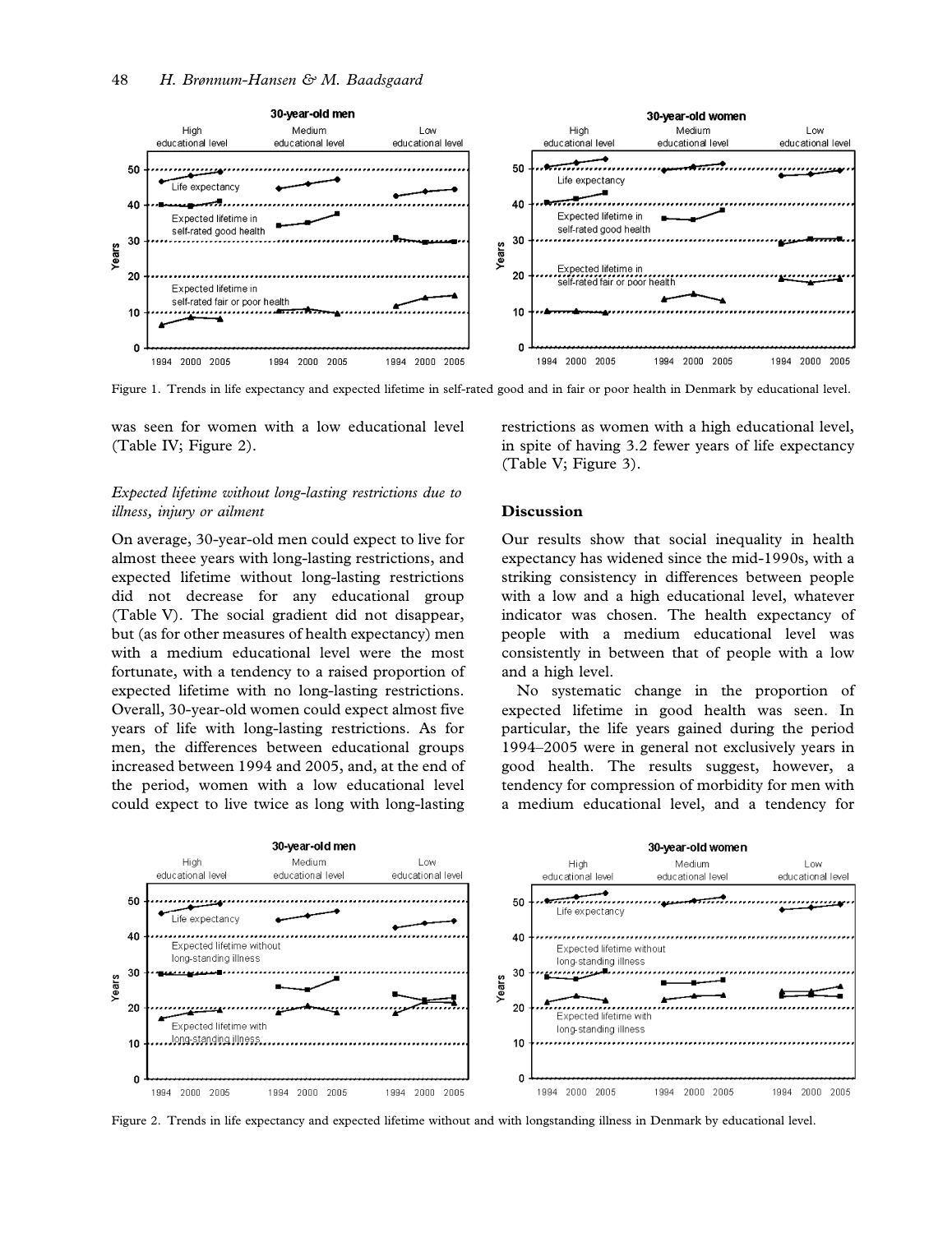30-year-old men

High educational level | Medium educational level | Low educational level

Life expectancy

Expected lifetime in self-rated good health

Expected lifetime in self-rated fair or poor health

Years

50
40
30
20
10
0

1994 2000 2005 1994 2000 2005 1994 2000 2005

30-year-old women

High educational level | Medium educational level | Low educational level

Life expectancy

Expected lifetime in self-rated good health

Expected lifetime in self-rated fair or poor health

Years

50
40
30
20
10
0

1994 2000 2005 1994 2000 2005 1994 2000 2005

Figure 1. Trends in life expectancy and expected lifetime in self-rated good and in fair or poor health in Denmark by educational level.

was seen for women with a low educational level (Table IV; Figure 2).

### *Expected lifetime without long-lasting restrictions due to illness, injury or ailment*

On average, 30-year-old men could expect to live for almost theee years with long-lasting restrictions, and expected lifetime without long-lasting restrictions did not decrease for any educational group (Table V). The social gradient did not disappear, but (as for other measures of health expectancy) men with a medium educational level were the most fortunate, with a tendency to a raised proportion of expected lifetime with no long-lasting restrictions. Overall, 30-year-old women could expect almost five years of life with long-lasting restrictions. As for men, the differences between educational groups increased between 1994 and 2005, and, at the end of the period, women with a low educational level could expect to live twice as long with long-lasting restrictions as women with a high educational level, in spite of having 3.2 fewer years of life expectancy (Table V; Figure 3).

## Discussion

Our results show that social inequality in health expectancy has widened since the mid-1990s, with a striking consistency in differences between people with a low and a high educational level, whatever indicator was chosen. The health expectancy of people with a medium educational level was consistently in between that of people with a low and a high level.

No systematic change in the proportion of expected lifetime in good health was seen. In particular, the life years gained during the period 1994–2005 were in general not exclusively years in good health. The results suggest, however, a tendency for compression of morbidity for men with a medium educational level, and a tendency for

30-year-old men

High educational level | Medium educational level | Low educational level

Life expectancy

Expected lifetime without long-standing illness

Expected lifetime with long-standing illness

Years

50
40
30
20
10
0

1994 2000 2005 1994 2000 2005 1994 2000 2005

30-year-old women

High educational level | Medium educational level | Low educational level

Life expectancy

Expected lifetime without long-standing illness

Expected lifetime with long-standing illness

Years

50
40
30
20
10
0

1994 2000 2005 1994 2000 2005 1994 2000 2005

Figure 2. Trends in life expectancy and expected lifetime without and with longstanding illness in Denmark by educational level.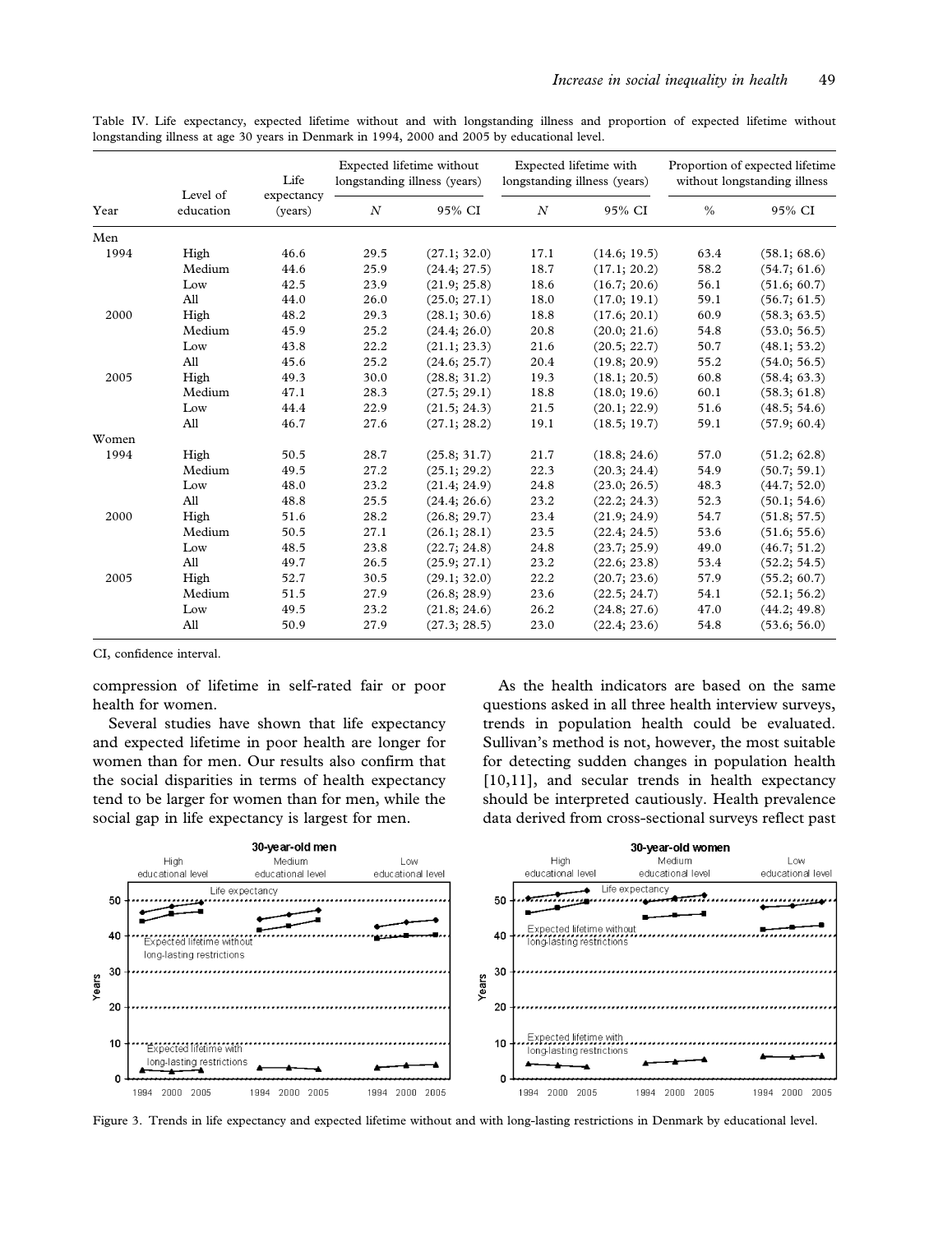Table IV. Life expectancy, expected lifetime without and with longstanding illness and proportion of expected lifetime without longstanding illness at age 30 years in Denmark in 1994, 2000 and 2005 by educational level.

| Year | Level of education | Life expectancy (years) | Expected lifetime without longstanding illness (years) | | Expected lifetime with longstanding illness (years) | | Proportion of expected lifetime without longstanding illness | |
|---|---|---|---|---|---|---|---|---|
| | | | *N* | 95% CI | *N* | 95% CI | % | 95% CI |
| Men | | | | | | | | |
| 1994 | High | 46.6 | 29.5 | (27.1; 32.0) | 17.1 | (14.6; 19.5) | 63.4 | (58.1; 68.6) |
| | Medium | 44.6 | 25.9 | (24.4; 27.5) | 18.7 | (17.1; 20.2) | 58.2 | (54.7; 61.6) |
| | Low | 42.5 | 23.9 | (21.9; 25.8) | 18.6 | (16.7; 20.6) | 56.1 | (51.6; 60.7) |
| | All | 44.0 | 26.0 | (25.0; 27.1) | 18.0 | (17.0; 19.1) | 59.1 | (56.7; 61.5) |
| 2000 | High | 48.2 | 29.3 | (28.1; 30.6) | 18.8 | (17.6; 20.1) | 60.9 | (58.3; 63.5) |
| | Medium | 45.9 | 25.2 | (24.4; 26.0) | 20.8 | (20.0; 21.6) | 54.8 | (53.0; 56.5) |
| | Low | 43.8 | 22.2 | (21.1; 23.3) | 21.6 | (20.5; 22.7) | 50.7 | (48.1; 53.2) |
| | All | 45.6 | 25.2 | (24.6; 25.7) | 20.4 | (19.8; 20.9) | 55.2 | (54.0; 56.5) |
| 2005 | High | 49.3 | 30.0 | (28.8; 31.2) | 19.3 | (18.1; 20.5) | 60.8 | (58.4; 63.3) |
| | Medium | 47.1 | 28.3 | (27.5; 29.1) | 18.8 | (18.0; 19.6) | 60.1 | (58.3; 61.8) |
| | Low | 44.4 | 22.9 | (21.5; 24.3) | 21.5 | (20.1; 22.9) | 51.6 | (48.5; 54.6) |
| | All | 46.7 | 27.6 | (27.1; 28.2) | 19.1 | (18.5; 19.7) | 59.1 | (57.9; 60.4) |
| Women | | | | | | | | |
| 1994 | High | 50.5 | 28.7 | (25.8; 31.7) | 21.7 | (18.8; 24.6) | 57.0 | (51.2; 62.8) |
| | Medium | 49.5 | 27.2 | (25.1; 29.2) | 22.3 | (20.3; 24.4) | 54.9 | (50.7; 59.1) |
| | Low | 48.0 | 23.2 | (21.4; 24.9) | 24.8 | (23.0; 26.5) | 48.3 | (44.7; 52.0) |
| | All | 48.8 | 25.5 | (24.4; 26.6) | 23.2 | (22.2; 24.3) | 52.3 | (50.1; 54.6) |
| 2000 | High | 51.6 | 28.2 | (26.8; 29.7) | 23.4 | (21.9; 24.9) | 54.7 | (51.8; 57.5) |
| | Medium | 50.5 | 27.1 | (26.1; 28.1) | 23.5 | (22.4; 24.5) | 53.6 | (51.6; 55.6) |
| | Low | 48.5 | 23.8 | (22.7; 24.8) | 24.8 | (23.7; 25.9) | 49.0 | (46.7; 51.2) |
| | All | 49.7 | 26.5 | (25.9; 27.1) | 23.2 | (22.6; 23.8) | 53.4 | (52.2; 54.5) |
| 2005 | High | 52.7 | 30.5 | (29.1; 32.0) | 22.2 | (20.7; 23.6) | 57.9 | (55.2; 60.7) |
| | Medium | 51.5 | 27.9 | (26.8; 28.9) | 23.6 | (22.5; 24.7) | 54.1 | (52.1; 56.2) |
| | Low | 49.5 | 23.2 | (21.8; 24.6) | 26.2 | (24.8; 27.6) | 47.0 | (44.2; 49.8) |
| | All | 50.9 | 27.9 | (27.3; 28.5) | 23.0 | (22.4; 23.6) | 54.8 | (53.6; 56.0) |

CI, confidence interval.

compression of lifetime in self-rated fair or poor health for women.

Several studies have shown that life expectancy and expected lifetime in poor health are longer for women than for men. Our results also confirm that the social disparities in terms of health expectancy tend to be larger for women than for men, while the social gap in life expectancy is largest for men.

As the health indicators are based on the same questions asked in all three health interview surveys, trends in population health could be evaluated. Sullivan's method is not, however, the most suitable for detecting sudden changes in population health [10,11], and secular trends in health expectancy should be interpreted cautiously. Health prevalence data derived from cross-sectional surveys reflect past

Figure 3. Trends in life expectancy and expected lifetime without and with long-lasting restrictions in Denmark by educational level.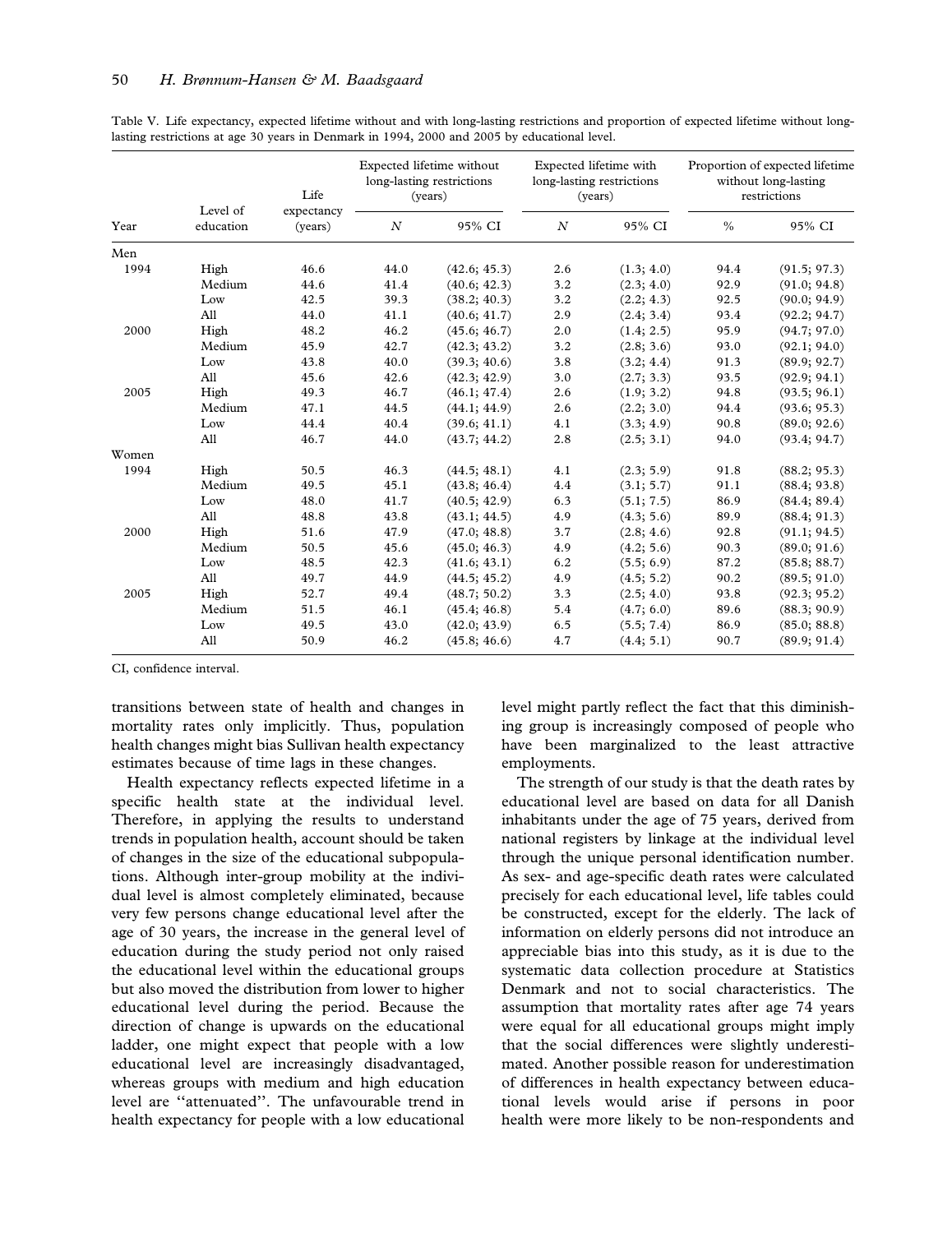Table V. Life expectancy, expected lifetime without and with long-lasting restrictions and proportion of expected lifetime without long-lasting restrictions at age 30 years in Denmark in 1994, 2000 and 2005 by educational level.

| Year | Level of education | Life expectancy (years) | Expected lifetime without long-lasting restrictions (years) | | Expected lifetime with long-lasting restrictions (years) | | Proportion of expected lifetime without long-lasting restrictions | |
|---|---|---|---|---|---|---|---|---|
| | | | *N* | 95% CI | *N* | 95% CI | % | 95% CI |
| Men | | | | | | | | |
| 1994 | High | 46.6 | 44.0 | (42.6; 45.3) | 2.6 | (1.3; 4.0) | 94.4 | (91.5; 97.3) |
| | Medium | 44.6 | 41.4 | (40.6; 42.3) | 3.2 | (2.3; 4.0) | 92.9 | (91.0; 94.8) |
| | Low | 42.5 | 39.3 | (38.2; 40.3) | 3.2 | (2.2; 4.3) | 92.5 | (90.0; 94.9) |
| | All | 44.0 | 41.1 | (40.6; 41.7) | 2.9 | (2.4; 3.4) | 93.4 | (92.2; 94.7) |
| 2000 | High | 48.2 | 46.2 | (45.6; 46.7) | 2.0 | (1.4; 2.5) | 95.9 | (94.7; 97.0) |
| | Medium | 45.9 | 42.7 | (42.3; 43.2) | 3.2 | (2.8; 3.6) | 93.0 | (92.1; 94.0) |
| | Low | 43.8 | 40.0 | (39.3; 40.6) | 3.8 | (3.2; 4.4) | 91.3 | (89.9; 92.7) |
| | All | 45.6 | 42.6 | (42.3; 42.9) | 3.0 | (2.7; 3.3) | 93.5 | (92.9; 94.1) |
| 2005 | High | 49.3 | 46.7 | (46.1; 47.4) | 2.6 | (1.9; 3.2) | 94.8 | (93.5; 96.1) |
| | Medium | 47.1 | 44.5 | (44.1; 44.9) | 2.6 | (2.2; 3.0) | 94.4 | (93.6; 95.3) |
| | Low | 44.4 | 40.4 | (39.6; 41.1) | 4.1 | (3.3; 4.9) | 90.8 | (89.0; 92.6) |
| | All | 46.7 | 44.0 | (43.7; 44.2) | 2.8 | (2.5; 3.1) | 94.0 | (93.4; 94.7) |
| Women | | | | | | | | |
| 1994 | High | 50.5 | 46.3 | (44.5; 48.1) | 4.1 | (2.3; 5.9) | 91.8 | (88.2; 95.3) |
| | Medium | 49.5 | 45.1 | (43.8; 46.4) | 4.4 | (3.1; 5.7) | 91.1 | (88.4; 93.8) |
| | Low | 48.0 | 41.7 | (40.5; 42.9) | 6.3 | (5.1; 7.5) | 86.9 | (84.4; 89.4) |
| | All | 48.8 | 43.8 | (43.1; 44.5) | 4.9 | (4.3; 5.6) | 89.9 | (88.4; 91.3) |
| 2000 | High | 51.6 | 47.9 | (47.0; 48.8) | 3.7 | (2.8; 4.6) | 92.8 | (91.1; 94.5) |
| | Medium | 50.5 | 45.6 | (45.0; 46.3) | 4.9 | (4.2; 5.6) | 90.3 | (89.0; 91.6) |
| | Low | 48.5 | 42.3 | (41.6; 43.1) | 6.2 | (5.5; 6.9) | 87.2 | (85.8; 88.7) |
| | All | 49.7 | 44.9 | (44.5; 45.2) | 4.9 | (4.5; 5.2) | 90.2 | (89.5; 91.0) |
| 2005 | High | 52.7 | 49.4 | (48.7; 50.2) | 3.3 | (2.5; 4.0) | 93.8 | (92.3; 95.2) |
| | Medium | 51.5 | 46.1 | (45.4; 46.8) | 5.4 | (4.7; 6.0) | 89.6 | (88.3; 90.9) |
| | Low | 49.5 | 43.0 | (42.0; 43.9) | 6.5 | (5.5; 7.4) | 86.9 | (85.0; 88.8) |
| | All | 50.9 | 46.2 | (45.8; 46.6) | 4.7 | (4.4; 5.1) | 90.7 | (89.9; 91.4) |

CI, confidence interval.

transitions between state of health and changes in mortality rates only implicitly. Thus, population health changes might bias Sullivan health expectancy estimates because of time lags in these changes.

Health expectancy reflects expected lifetime in a specific health state at the individual level. Therefore, in applying the results to understand trends in population health, account should be taken of changes in the size of the educational subpopulations. Although inter-group mobility at the individual level is almost completely eliminated, because very few persons change educational level after the age of 30 years, the increase in the general level of education during the study period not only raised the educational level within the educational groups but also moved the distribution from lower to higher educational level during the period. Because the direction of change is upwards on the educational ladder, one might expect that people with a low educational level are increasingly disadvantaged, whereas groups with medium and high education level are "attenuated". The unfavourable trend in health expectancy for people with a low educational level might partly reflect the fact that this diminishing group is increasingly composed of people who have been marginalized to the least attractive employments.

The strength of our study is that the death rates by educational level are based on data for all Danish inhabitants under the age of 75 years, derived from national registers by linkage at the individual level through the unique personal identification number. As sex- and age-specific death rates were calculated precisely for each educational level, life tables could be constructed, except for the elderly. The lack of information on elderly persons did not introduce an appreciable bias into this study, as it is due to the systematic data collection procedure at Statistics Denmark and not to social characteristics. The assumption that mortality rates after age 74 years were equal for all educational groups might imply that the social differences were slightly underestimated. Another possible reason for underestimation of differences in health expectancy between educational levels would arise if persons in poor health were more likely to be non-respondents and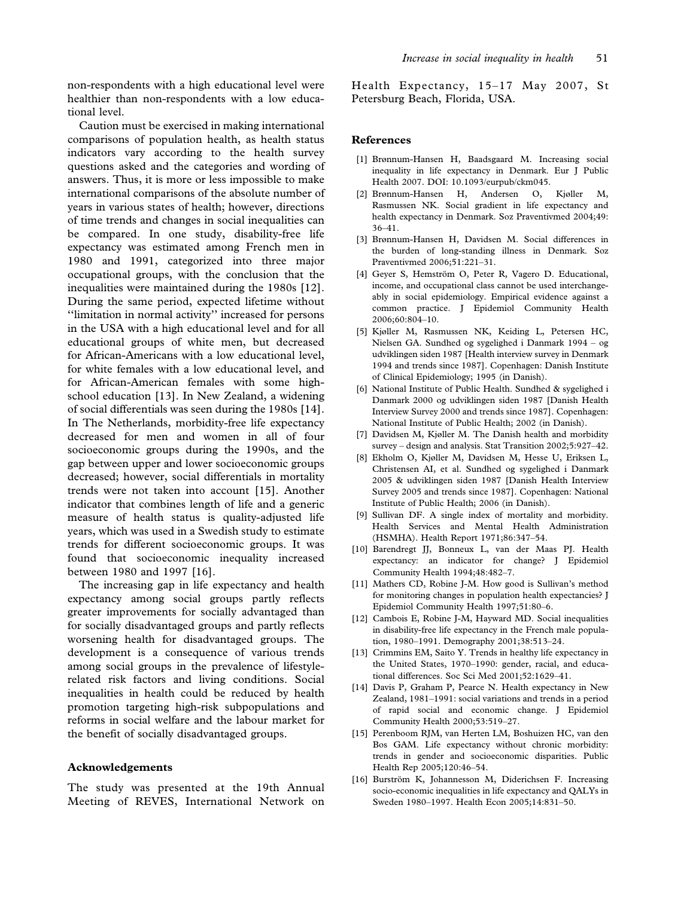non-respondents with a high educational level were healthier than non-respondents with a low educational level.

Caution must be exercised in making international comparisons of population health, as health status indicators vary according to the health survey questions asked and the categories and wording of answers. Thus, it is more or less impossible to make international comparisons of the absolute number of years in various states of health; however, directions of time trends and changes in social inequalities can be compared. In one study, disability-free life expectancy was estimated among French men in 1980 and 1991, categorized into three major occupational groups, with the conclusion that the inequalities were maintained during the 1980s [12]. During the same period, expected lifetime without "limitation in normal activity" increased for persons in the USA with a high educational level and for all educational groups of white men, but decreased for African-Americans with a low educational level, for white females with a low educational level, and for African-American females with some high-school education [13]. In New Zealand, a widening of social differentials was seen during the 1980s [14]. In The Netherlands, morbidity-free life expectancy decreased for men and women in all of four socioeconomic groups during the 1990s, and the gap between upper and lower socioeconomic groups decreased; however, social differentials in mortality trends were not taken into account [15]. Another indicator that combines length of life and a generic measure of health status is quality-adjusted life years, which was used in a Swedish study to estimate trends for different socioeconomic groups. It was found that socioeconomic inequality increased between 1980 and 1997 [16].

The increasing gap in life expectancy and health expectancy among social groups partly reflects greater improvements for socially advantaged than for socially disadvantaged groups and partly reflects worsening health for disadvantaged groups. The development is a consequence of various trends among social groups in the prevalence of lifestyle-related risk factors and living conditions. Social inequalities in health could be reduced by health promotion targeting high-risk subpopulations and reforms in social welfare and the labour market for the benefit of socially disadvantaged groups.

## Acknowledgements

The study was presented at the 19th Annual Meeting of REVES, International Network on Health Expectancy, 15–17 May 2007, St Petersburg Beach, Florida, USA.

## References

[1] Brønnum-Hansen H, Baadsgaard M. Increasing social inequality in life expectancy in Denmark. Eur J Public Health 2007. DOI: 10.1093/eurpub/ckm045.

[2] Brønnum-Hansen H, Andersen O, Kjøller M, Rasmussen NK. Social gradient in life expectancy and health expectancy in Denmark. Soz Praventivmed 2004;49: 36–41.

[3] Brønnum-Hansen H, Davidsen M. Social differences in the burden of long-standing illness in Denmark. Soz Praventivmed 2006;51:221–31.

[4] Geyer S, Hemström O, Peter R, Vagero D. Educational, income, and occupational class cannot be used interchangeably in social epidemiology. Empirical evidence against a common practice. J Epidemiol Community Health 2006;60:804–10.

[5] Kjøller M, Rasmussen NK, Keiding L, Petersen HC, Nielsen GA. Sundhed og sygelighed i Danmark 1994 – og udviklingen siden 1987 [Health interview survey in Denmark 1994 and trends since 1987]. Copenhagen: Danish Institute of Clinical Epidemiology; 1995 (in Danish).

[6] National Institute of Public Health. Sundhed & sygelighed i Danmark 2000 og udviklingen siden 1987 [Danish Health Interview Survey 2000 and trends since 1987]. Copenhagen: National Institute of Public Health; 2002 (in Danish).

[7] Davidsen M, Kjøller M. The Danish health and morbidity survey – design and analysis. Stat Transition 2002;5:927–42.

[8] Ekholm O, Kjøller M, Davidsen M, Hesse U, Eriksen L, Christensen AI, et al. Sundhed og sygelighed i Danmark 2005 & udviklingen siden 1987 [Danish Health Interview Survey 2005 and trends since 1987]. Copenhagen: National Institute of Public Health; 2006 (in Danish).

[9] Sullivan DF. A single index of mortality and morbidity. Health Services and Mental Health Administration (HSMHA). Health Report 1971;86:347–54.

[10] Barendregt JJ, Bonneux L, van der Maas PJ. Health expectancy: an indicator for change? J Epidemiol Community Health 1994;48:482–7.

[11] Mathers CD, Robine J-M. How good is Sullivan's method for monitoring changes in population health expectancies? J Epidemiol Community Health 1997;51:80–6.

[12] Cambois E, Robine J-M, Hayward MD. Social inequalities in disability-free life expectancy in the French male population, 1980–1991. Demography 2001;38:513–24.

[13] Crimmins EM, Saito Y. Trends in healthy life expectancy in the United States, 1970–1990: gender, racial, and educational differences. Soc Sci Med 2001;52:1629–41.

[14] Davis P, Graham P, Pearce N. Health expectancy in New Zealand, 1981–1991: social variations and trends in a period of rapid social and economic change. J Epidemiol Community Health 2000;53:519–27.

[15] Perenboom RJM, van Herten LM, Boshuizen HC, van den Bos GAM. Life expectancy without chronic morbidity: trends in gender and socioeconomic disparities. Public Health Rep 2005;120:46–54.

[16] Burström K, Johannesson M, Diderichsen F. Increasing socio-economic inequalities in life expectancy and QALYs in Sweden 1980–1997. Health Econ 2005;14:831–50.